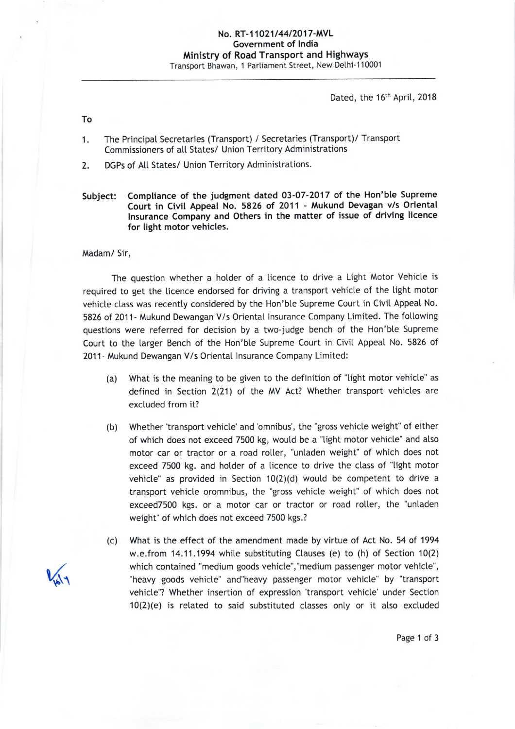**No. RT-11021/44/2017-MVL**
**Government of India**
**Ministry of Road Transport and Highways**
Transport Bhawan, 1 Parliament Street, New Delhi-110001

Dated, the 16th April, 2018

**To**

1. The Principal Secretaries (Transport) / Secretaries (Transport)/ Transport Commissioners of all States/ Union Territory Administrations
2. DGPs of All States/ Union Territory Administrations.

**Subject: Compliance of the judgment dated 03-07-2017 of the Hon'ble Supreme Court in Civil Appeal No. 5826 of 2011 - Mukund Devagan v/s Oriental Insurance Company and Others in the matter of issue of driving licence for light motor vehicles.**

Madam/ Sir,

The question whether a holder of a licence to drive a Light Motor Vehicle is required to get the licence endorsed for driving a transport vehicle of the light motor vehicle class was recently considered by the Hon'ble Supreme Court in Civil Appeal No. 5826 of 2011- Mukund Dewangan V/s Oriental Insurance Company Limited. The following questions were referred for decision by a two-judge bench of the Hon'ble Supreme Court to the larger Bench of the Hon'ble Supreme Court in Civil Appeal No. 5826 of 2011- Mukund Dewangan V/s Oriental Insurance Company Limited:

(a) What is the meaning to be given to the definition of "light motor vehicle" as defined in Section 2(21) of the MV Act? Whether transport vehicles are excluded from it?

(b) Whether 'transport vehicle' and 'omnibus', the "gross vehicle weight" of either of which does not exceed 7500 kg, would be a "light motor vehicle" and also motor car or tractor or a road roller, "unladen weight" of which does not exceed 7500 kg. and holder of a licence to drive the class of "light motor vehicle" as provided in Section 10(2)(d) would be competent to drive a transport vehicle oromnibus, the "gross vehicle weight" of which does not exceed7500 kgs. or a motor car or tractor or road roller, the "unladen weight" of which does not exceed 7500 kgs.?

(c) What is the effect of the amendment made by virtue of Act No. 54 of 1994 w.e.from 14.11.1994 while substituting Clauses (e) to (h) of Section 10(2) which contained "medium goods vehicle","medium passenger motor vehicle", "heavy goods vehicle" and"heavy passenger motor vehicle" by "transport vehicle"? Whether insertion of expression 'transport vehicle' under Section 10(2)(e) is related to said substituted classes only or it also excluded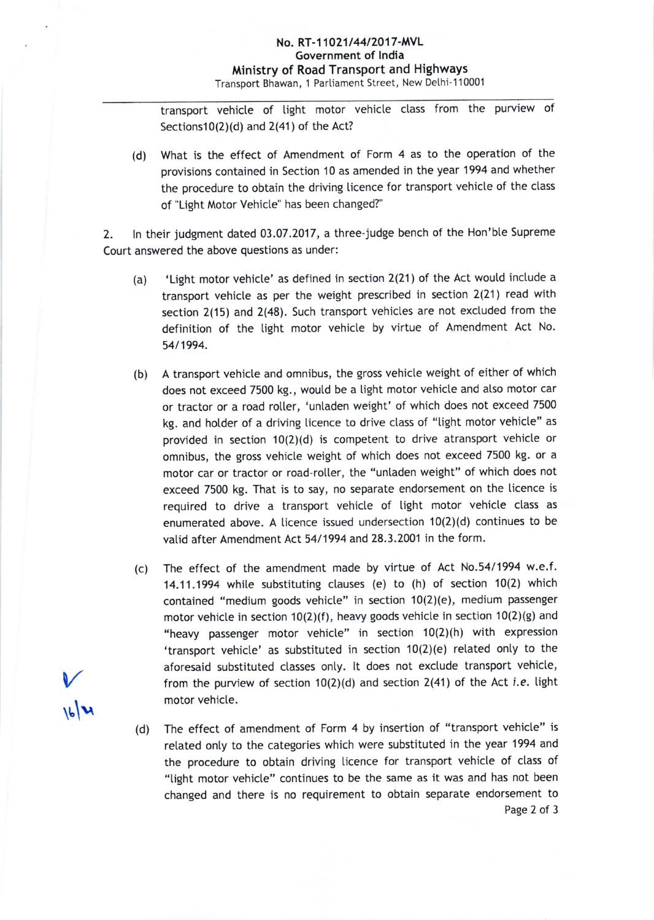No. RT-11021/44/2017-MVL
Government of India
Ministry of Road Transport and Highways
Transport Bhawan, 1 Parliament Street, New Delhi-110001

transport vehicle of light motor vehicle class from the purview of Sections10(2)(d) and 2(41) of the Act?

(d) What is the effect of Amendment of Form 4 as to the operation of the provisions contained in Section 10 as amended in the year 1994 and whether the procedure to obtain the driving licence for transport vehicle of the class of "Light Motor Vehicle" has been changed?"

2. In their judgment dated 03.07.2017, a three-judge bench of the Hon'ble Supreme Court answered the above questions as under:

(a) 'Light motor vehicle' as defined in section 2(21) of the Act would include a transport vehicle as per the weight prescribed in section 2(21) read with section 2(15) and 2(48). Such transport vehicles are not excluded from the definition of the light motor vehicle by virtue of Amendment Act No. 54/1994.

(b) A transport vehicle and omnibus, the gross vehicle weight of either of which does not exceed 7500 kg., would be a light motor vehicle and also motor car or tractor or a road roller, 'unladen weight' of which does not exceed 7500 kg. and holder of a driving licence to drive class of "light motor vehicle" as provided in section 10(2)(d) is competent to drive atransport vehicle or omnibus, the gross vehicle weight of which does not exceed 7500 kg. or a motor car or tractor or road-roller, the "unladen weight" of which does not exceed 7500 kg. That is to say, no separate endorsement on the licence is required to drive a transport vehicle of light motor vehicle class as enumerated above. A licence issued undersection 10(2)(d) continues to be valid after Amendment Act 54/1994 and 28.3.2001 in the form.

(c) The effect of the amendment made by virtue of Act No.54/1994 w.e.f. 14.11.1994 while substituting clauses (e) to (h) of section 10(2) which contained "medium goods vehicle" in section 10(2)(e), medium passenger motor vehicle in section 10(2)(f), heavy goods vehicle in section 10(2)(g) and "heavy passenger motor vehicle" in section 10(2)(h) with expression 'transport vehicle' as substituted in section 10(2)(e) related only to the aforesaid substituted classes only. It does not exclude transport vehicle, from the purview of section 10(2)(d) and section 2(41) of the Act *i.e.* light motor vehicle.

(d) The effect of amendment of Form 4 by insertion of "transport vehicle" is related only to the categories which were substituted in the year 1994 and the procedure to obtain driving licence for transport vehicle of class of "light motor vehicle" continues to be the same as it was and has not been changed and there is no requirement to obtain separate endorsement to